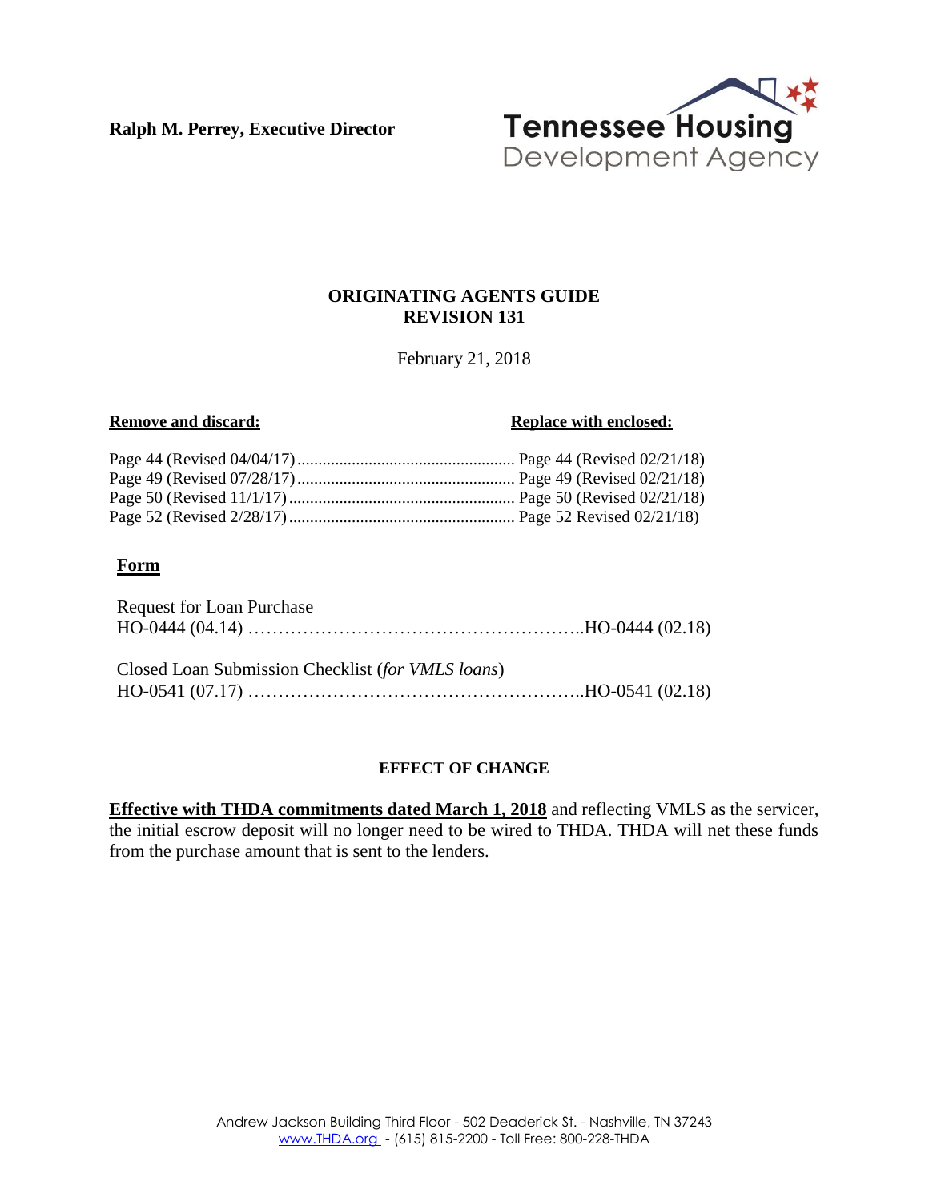**Ralph M. Perrey, Executive Director**

Tennessee Housing Development Agency

## ORIGINATING AGENTS GUIDE
## REVISION 131

February 21, 2018

| **Remove and discard:** | **Replace with enclosed:** |
| --- | --- |
| Page 44 (Revised 04/04/17) | Page 44 (Revised 02/21/18) |
| Page 49 (Revised 07/28/17) | Page 49 (Revised 02/21/18) |
| Page 50 (Revised 11/1/17) | Page 50 (Revised 02/21/18) |
| Page 52 (Revised 2/28/17) | Page 52 Revised 02/21/18) |

### Form

| | |
| --- | --- |
| Request for Loan Purchase | |
| HO-0444 (04.14) | HO-0444 (02.18) |
| Closed Loan Submission Checklist (*for VMLS loans*) | |
| HO-0541 (07.17) | HO-0541 (02.18) |

### EFFECT OF CHANGE

**Effective with THDA commitments dated March 1, 2018** and reflecting VMLS as the servicer, the initial escrow deposit will no longer need to be wired to THDA. THDA will net these funds from the purchase amount that is sent to the lenders.

Andrew Jackson Building Third Floor - 502 Deaderick St. - Nashville, TN 37243
www.THDA.org - (615) 815-2200 - Toll Free: 800-228-THDA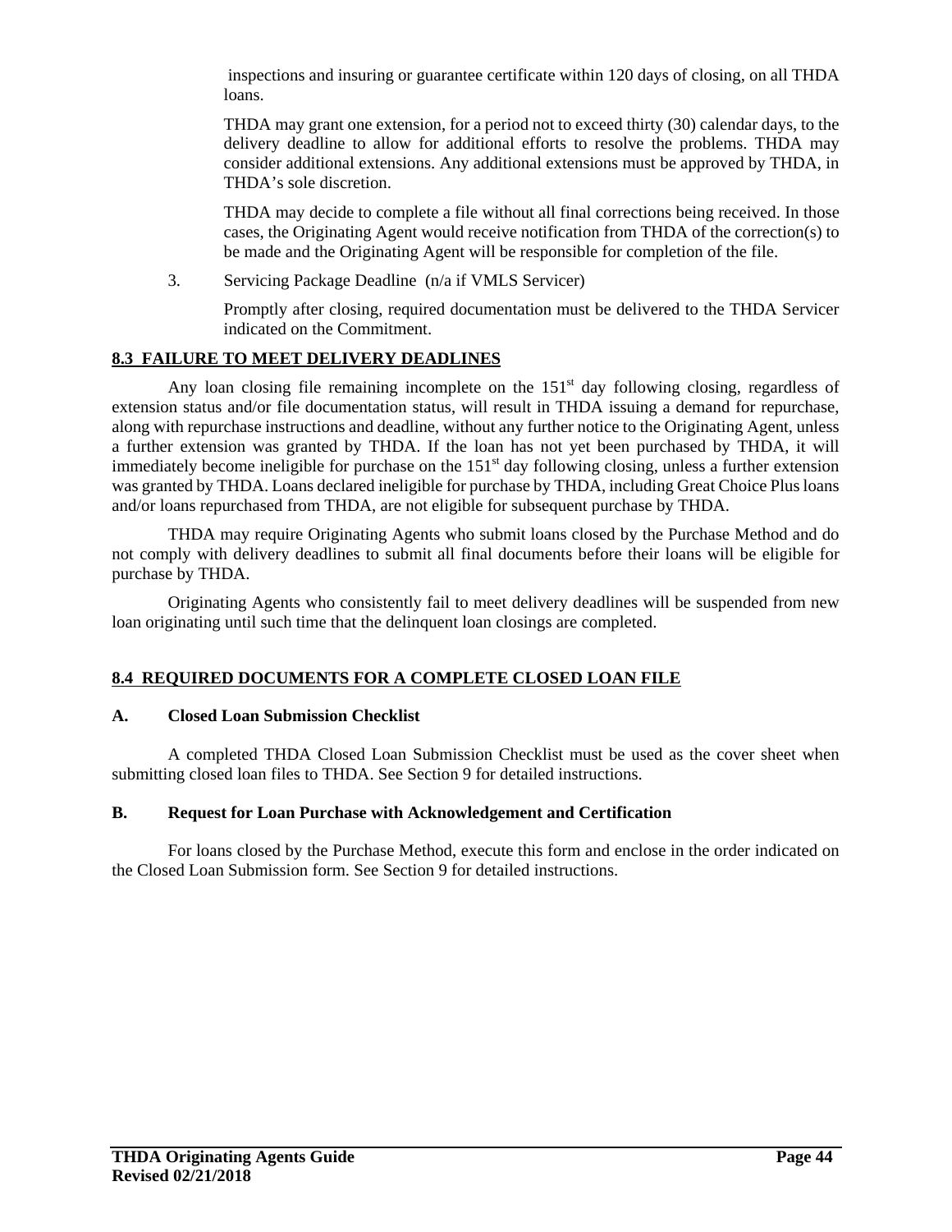inspections and insuring or guarantee certificate within 120 days of closing, on all THDA loans.

THDA may grant one extension, for a period not to exceed thirty (30) calendar days, to the delivery deadline to allow for additional efforts to resolve the problems. THDA may consider additional extensions. Any additional extensions must be approved by THDA, in THDA's sole discretion.

THDA may decide to complete a file without all final corrections being received. In those cases, the Originating Agent would receive notification from THDA of the correction(s) to be made and the Originating Agent will be responsible for completion of the file.

3. Servicing Package Deadline (n/a if VMLS Servicer)

   Promptly after closing, required documentation must be delivered to the THDA Servicer indicated on the Commitment.

## 8.3 FAILURE TO MEET DELIVERY DEADLINES

Any loan closing file remaining incomplete on the 151st day following closing, regardless of extension status and/or file documentation status, will result in THDA issuing a demand for repurchase, along with repurchase instructions and deadline, without any further notice to the Originating Agent, unless a further extension was granted by THDA. If the loan has not yet been purchased by THDA, it will immediately become ineligible for purchase on the 151st day following closing, unless a further extension was granted by THDA. Loans declared ineligible for purchase by THDA, including Great Choice Plus loans and/or loans repurchased from THDA, are not eligible for subsequent purchase by THDA.

THDA may require Originating Agents who submit loans closed by the Purchase Method and do not comply with delivery deadlines to submit all final documents before their loans will be eligible for purchase by THDA.

Originating Agents who consistently fail to meet delivery deadlines will be suspended from new loan originating until such time that the delinquent loan closings are completed.

## 8.4 REQUIRED DOCUMENTS FOR A COMPLETE CLOSED LOAN FILE

### A. Closed Loan Submission Checklist

A completed THDA Closed Loan Submission Checklist must be used as the cover sheet when submitting closed loan files to THDA. See Section 9 for detailed instructions.

### B. Request for Loan Purchase with Acknowledgement and Certification

For loans closed by the Purchase Method, execute this form and enclose in the order indicated on the Closed Loan Submission form. See Section 9 for detailed instructions.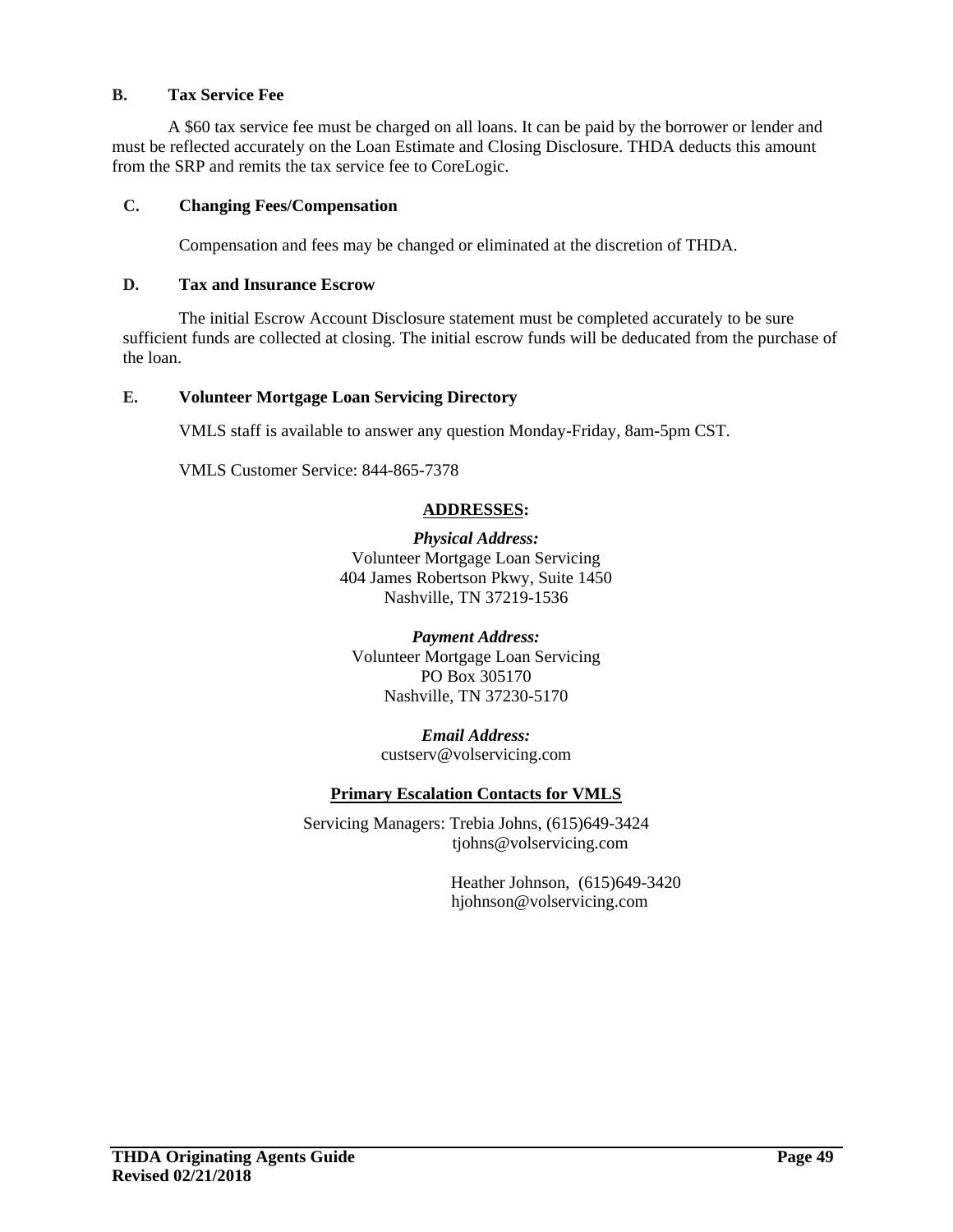### B. Tax Service Fee

A $60 tax service fee must be charged on all loans. It can be paid by the borrower or lender and must be reflected accurately on the Loan Estimate and Closing Disclosure. THDA deducts this amount from the SRP and remits the tax service fee to CoreLogic.

### C. Changing Fees/Compensation

Compensation and fees may be changed or eliminated at the discretion of THDA.

### D. Tax and Insurance Escrow

The initial Escrow Account Disclosure statement must be completed accurately to be sure sufficient funds are collected at closing. The initial escrow funds will be deducated from the purchase of the loan.

### E. Volunteer Mortgage Loan Servicing Directory

VMLS staff is available to answer any question Monday-Friday, 8am-5pm CST.

VMLS Customer Service: 844-865-7378

**ADDRESSES:**

***Physical Address:***
Volunteer Mortgage Loan Servicing
404 James Robertson Pkwy, Suite 1450
Nashville, TN 37219-1536

***Payment Address:***
Volunteer Mortgage Loan Servicing
PO Box 305170
Nashville, TN 37230-5170

***Email Address:***
custserv@volservicing.com

**Primary Escalation Contacts for VMLS**

Servicing Managers: Trebia Johns, (615)649-3424
tjohns@volservicing.com

Heather Johnson, (615)649-3420
hjohnson@volservicing.com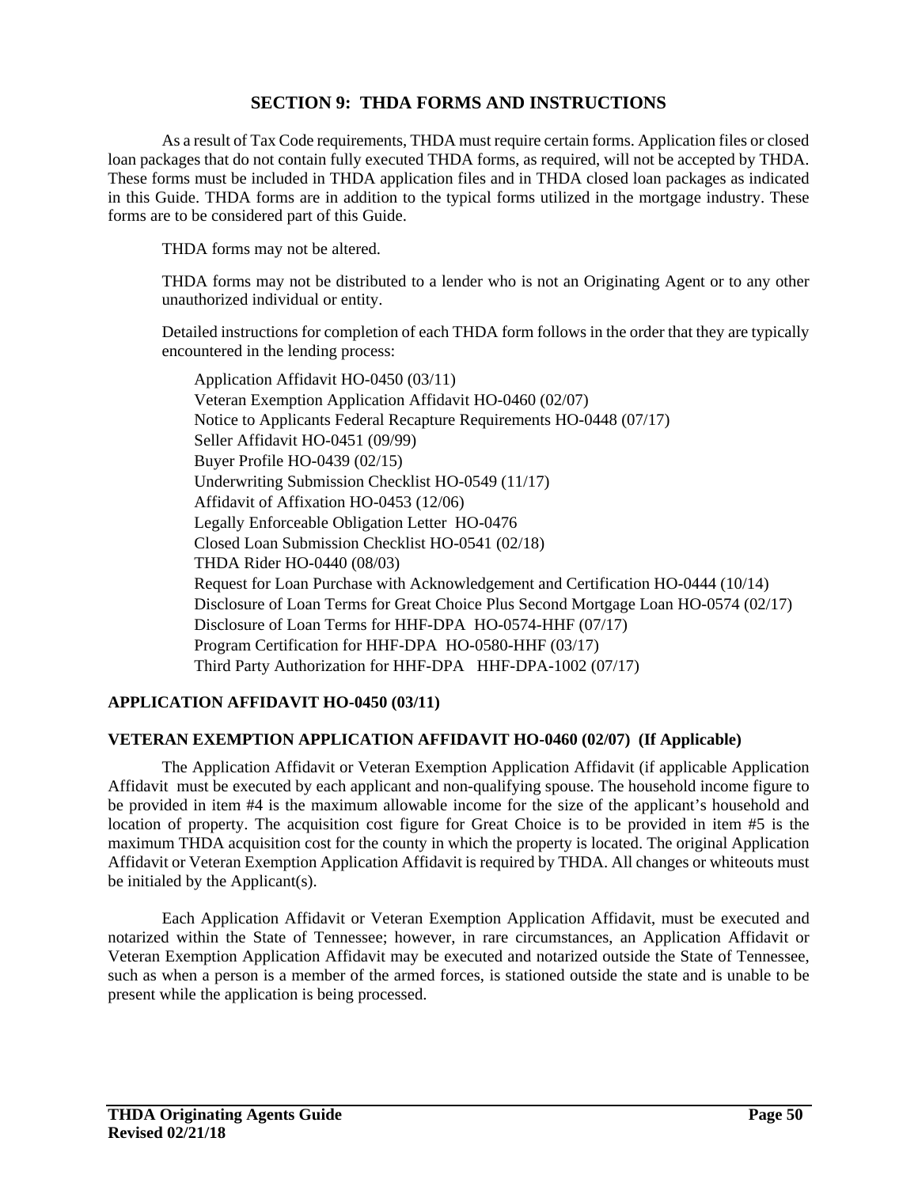# SECTION 9: THDA FORMS AND INSTRUCTIONS

As a result of Tax Code requirements, THDA must require certain forms. Application files or closed loan packages that do not contain fully executed THDA forms, as required, will not be accepted by THDA. These forms must be included in THDA application files and in THDA closed loan packages as indicated in this Guide. THDA forms are in addition to the typical forms utilized in the mortgage industry. These forms are to be considered part of this Guide.

THDA forms may not be altered.

THDA forms may not be distributed to a lender who is not an Originating Agent or to any other unauthorized individual or entity.

Detailed instructions for completion of each THDA form follows in the order that they are typically encountered in the lending process:

- Application Affidavit HO-0450 (03/11)
- Veteran Exemption Application Affidavit HO-0460 (02/07)
- Notice to Applicants Federal Recapture Requirements HO-0448 (07/17)
- Seller Affidavit HO-0451 (09/99)
- Buyer Profile HO-0439 (02/15)
- Underwriting Submission Checklist HO-0549 (11/17)
- Affidavit of Affixation HO-0453 (12/06)
- Legally Enforceable Obligation Letter HO-0476
- Closed Loan Submission Checklist HO-0541 (02/18)
- THDA Rider HO-0440 (08/03)
- Request for Loan Purchase with Acknowledgement and Certification HO-0444 (10/14)
- Disclosure of Loan Terms for Great Choice Plus Second Mortgage Loan HO-0574 (02/17)
- Disclosure of Loan Terms for HHF-DPA HO-0574-HHF (07/17)
- Program Certification for HHF-DPA HO-0580-HHF (03/17)
- Third Party Authorization for HHF-DPA HHF-DPA-1002 (07/17)

### APPLICATION AFFIDAVIT HO-0450 (03/11)

### VETERAN EXEMPTION APPLICATION AFFIDAVIT HO-0460 (02/07) (If Applicable)

The Application Affidavit or Veteran Exemption Application Affidavit (if applicable Application Affidavit must be executed by each applicant and non-qualifying spouse. The household income figure to be provided in item #4 is the maximum allowable income for the size of the applicant's household and location of property. The acquisition cost figure for Great Choice is to be provided in item #5 is the maximum THDA acquisition cost for the county in which the property is located. The original Application Affidavit or Veteran Exemption Application Affidavit is required by THDA. All changes or whiteouts must be initialed by the Applicant(s).

Each Application Affidavit or Veteran Exemption Application Affidavit, must be executed and notarized within the State of Tennessee; however, in rare circumstances, an Application Affidavit or Veteran Exemption Application Affidavit may be executed and notarized outside the State of Tennessee, such as when a person is a member of the armed forces, is stationed outside the state and is unable to be present while the application is being processed.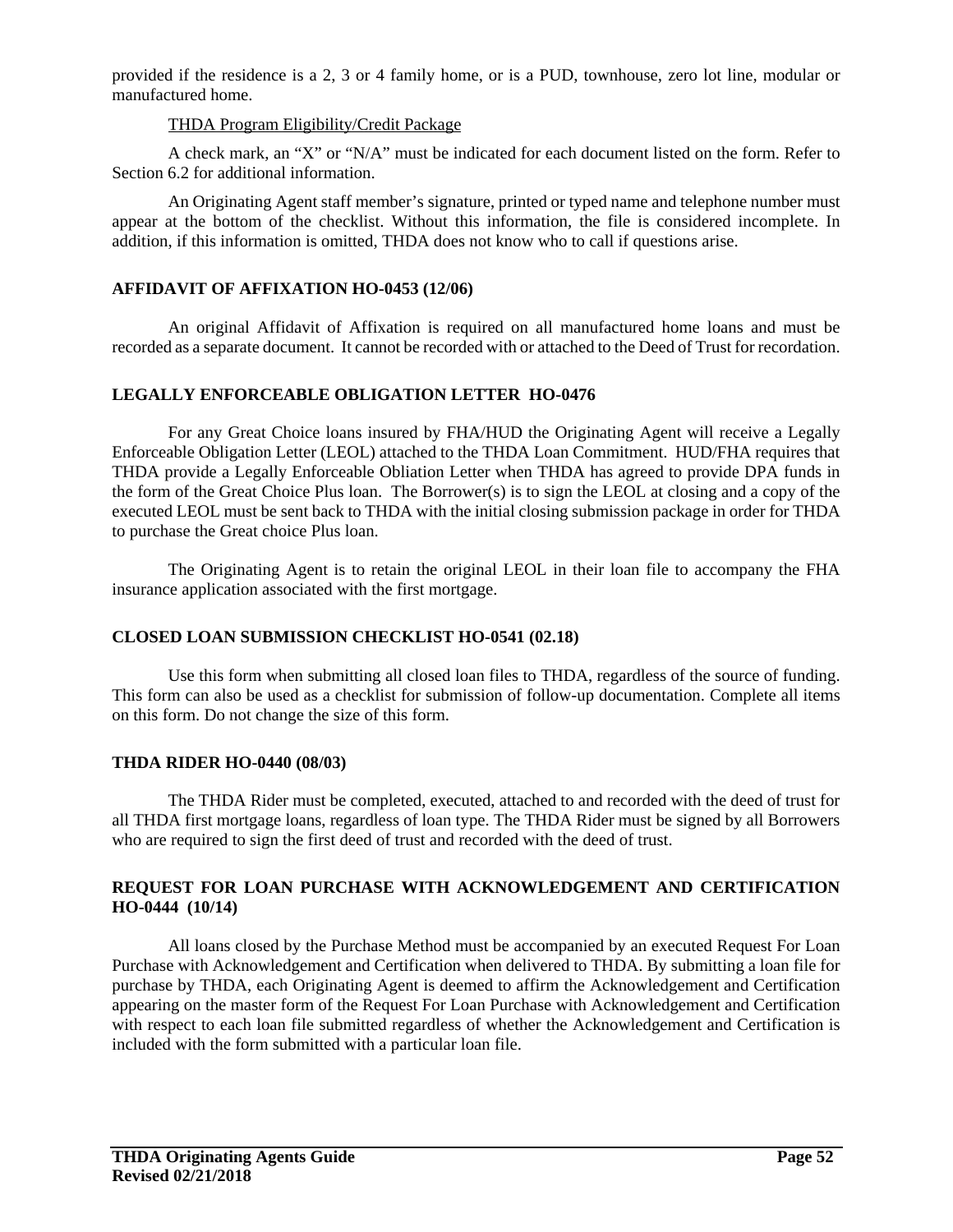provided if the residence is a 2, 3 or 4 family home, or is a PUD, townhouse, zero lot line, modular or manufactured home.

THDA Program Eligibility/Credit Package

A check mark, an "X" or "N/A" must be indicated for each document listed on the form. Refer to Section 6.2 for additional information.

An Originating Agent staff member's signature, printed or typed name and telephone number must appear at the bottom of the checklist. Without this information, the file is considered incomplete. In addition, if this information is omitted, THDA does not know who to call if questions arise.

### AFFIDAVIT OF AFFIXATION HO-0453 (12/06)

An original Affidavit of Affixation is required on all manufactured home loans and must be recorded as a separate document. It cannot be recorded with or attached to the Deed of Trust for recordation.

### LEGALLY ENFORCEABLE OBLIGATION LETTER HO-0476

For any Great Choice loans insured by FHA/HUD the Originating Agent will receive a Legally Enforceable Obligation Letter (LEOL) attached to the THDA Loan Commitment. HUD/FHA requires that THDA provide a Legally Enforceable Obliation Letter when THDA has agreed to provide DPA funds in the form of the Great Choice Plus loan. The Borrower(s) is to sign the LEOL at closing and a copy of the executed LEOL must be sent back to THDA with the initial closing submission package in order for THDA to purchase the Great choice Plus loan.

The Originating Agent is to retain the original LEOL in their loan file to accompany the FHA insurance application associated with the first mortgage.

### CLOSED LOAN SUBMISSION CHECKLIST HO-0541 (02.18)

Use this form when submitting all closed loan files to THDA, regardless of the source of funding. This form can also be used as a checklist for submission of follow-up documentation. Complete all items on this form. Do not change the size of this form.

### THDA RIDER HO-0440 (08/03)

The THDA Rider must be completed, executed, attached to and recorded with the deed of trust for all THDA first mortgage loans, regardless of loan type. The THDA Rider must be signed by all Borrowers who are required to sign the first deed of trust and recorded with the deed of trust.

### REQUEST FOR LOAN PURCHASE WITH ACKNOWLEDGEMENT AND CERTIFICATION HO-0444 (10/14)

All loans closed by the Purchase Method must be accompanied by an executed Request For Loan Purchase with Acknowledgement and Certification when delivered to THDA. By submitting a loan file for purchase by THDA, each Originating Agent is deemed to affirm the Acknowledgement and Certification appearing on the master form of the Request For Loan Purchase with Acknowledgement and Certification with respect to each loan file submitted regardless of whether the Acknowledgement and Certification is included with the form submitted with a particular loan file.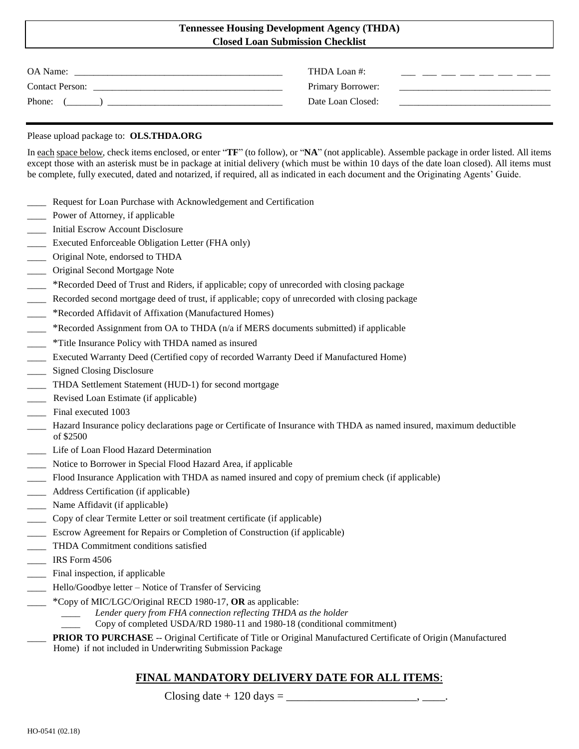# Tennessee Housing Development Agency (THDA)
## Closed Loan Submission Checklist

OA Name: ______________________________________________

Contact Person: ________________________________________

Phone: (_______) ______________________________________

THDA Loan #: ___ ___ ___ ___ ___ ___ ___ ___

Primary Borrower: ______________________________

Date Loan Closed: ______________________________

---

Please upload package to: **OLS.THDA.ORG**

In each space below, check items enclosed, or enter "**TF**" (to follow), or "**NA**" (not applicable). Assemble package in order listed. All items except those with an asterisk must be in package at initial delivery (which must be within 10 days of the date loan closed). All items must be complete, fully executed, dated and notarized, if required, all as indicated in each document and the Originating Agents' Guide.

____ Request for Loan Purchase with Acknowledgement and Certification
____ Power of Attorney, if applicable
____ Initial Escrow Account Disclosure
____ Executed Enforceable Obligation Letter (FHA only)
____ Original Note, endorsed to THDA
____ Original Second Mortgage Note
____ *Recorded Deed of Trust and Riders, if applicable; copy of unrecorded with closing package
____ Recorded second mortgage deed of trust, if applicable; copy of unrecorded with closing package
____ *Recorded Affidavit of Affixation (Manufactured Homes)
____ *Recorded Assignment from OA to THDA (n/a if MERS documents submitted) if applicable
____ *Title Insurance Policy with THDA named as insured
____ Executed Warranty Deed (Certified copy of recorded Warranty Deed if Manufactured Home)
____ Signed Closing Disclosure
____ THDA Settlement Statement (HUD-1) for second mortgage
____ Revised Loan Estimate (if applicable)
____ Final executed 1003
____ Hazard Insurance policy declarations page or Certificate of Insurance with THDA as named insured, maximum deductible of $2500
____ Life of Loan Flood Hazard Determination
____ Notice to Borrower in Special Flood Hazard Area, if applicable
____ Flood Insurance Application with THDA as named insured and copy of premium check (if applicable)
____ Address Certification (if applicable)
____ Name Affidavit (if applicable)
____ Copy of clear Termite Letter or soil treatment certificate (if applicable)
____ Escrow Agreement for Repairs or Completion of Construction (if applicable)
____ THDA Commitment conditions satisfied
____ IRS Form 4506
____ Final inspection, if applicable
____ Hello/Goodbye letter – Notice of Transfer of Servicing
____ *Copy of MIC/LGC/Original RECD 1980-17, **OR** as applicable:
  ____ *Lender query from FHA connection reflecting THDA as the holder*
  ____ Copy of completed USDA/RD 1980-11 and 1980-18 (conditional commitment)
____ **PRIOR TO PURCHASE** -- Original Certificate of Title or Original Manufactured Certificate of Origin (Manufactured Home) if not included in Underwriting Submission Package

## FINAL MANDATORY DELIVERY DATE FOR ALL ITEMS:

Closing date + 120 days = ________________________, ____.

HO-0541 (02.18)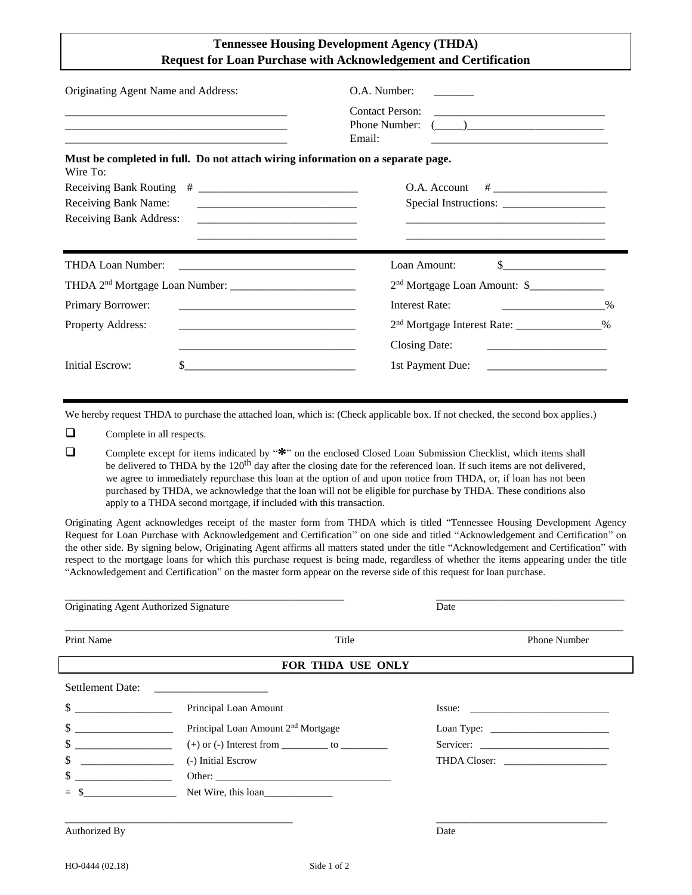# Tennessee Housing Development Agency (THDA)
## Request for Loan Purchase with Acknowledgement and Certification

Originating Agent Name and Address:

_______________________________________

_______________________________________

_______________________________________

O.A. Number: _______

Contact Person: ______________________________

Phone Number: (_____)________________________

Email: _______________________________

**Must be completed in full. Do not attach wiring information on a separate page.**

Wire To:

Receiving Bank Routing # ___________________________

Receiving Bank Name: ___________________________

Receiving Bank Address: ___________________________

___________________________

O.A. Account # ____________________

Special Instructions: __________________

___________________________________

___________________________________

THDA Loan Number: _______________________________

THDA 2nd Mortgage Loan Number: _____________________

Primary Borrower: _______________________________

Property Address: _______________________________

_______________________________

Initial Escrow: $______________________________

Loan Amount: $__________________

2nd Mortgage Loan Amount: $_____________

Interest Rate: __________________%

2nd Mortgage Interest Rate: _______________%

Closing Date: _____________________

1st Payment Due: _____________________

We hereby request THDA to purchase the attached loan, which is: (Check applicable box. If not checked, the second box applies.)

- ☐ Complete in all respects.
- ☐ Complete except for items indicated by "*" on the enclosed Closed Loan Submission Checklist, which items shall be delivered to THDA by the 120th day after the closing date for the referenced loan. If such items are not delivered, we agree to immediately repurchase this loan at the option of and upon notice from THDA, or, if loan has not been purchased by THDA, we acknowledge that the loan will not be eligible for purchase by THDA. These conditions also apply to a THDA second mortgage, if included with this transaction.

Originating Agent acknowledges receipt of the master form from THDA which is titled "Tennessee Housing Development Agency Request for Loan Purchase with Acknowledgement and Certification" on one side and titled "Acknowledgement and Certification" on the other side. By signing below, Originating Agent affirms all matters stated under the title "Acknowledgement and Certification" with respect to the mortgage loans for which this purchase request is being made, regardless of whether the items appearing under the title "Acknowledgement and Certification" on the master form appear on the reverse side of this request for loan purchase.

______________________________________________________ ____________________________________

Originating Agent Authorized Signature Date

_____________________________________________________________________________________________

Print Name Title Phone Number

**FOR THDA USE ONLY**

Settlement Date: ____________________

$ __________________ Principal Loan Amount

$ __________________ Principal Loan Amount 2nd Mortgage

$ __________________ (+) or (-) Interest from _________ to _________

$ __________________ (-) Initial Escrow

$ __________________ Other: ___________________________________

= $__________________ Net Wire, this loan_____________

Issue: ___________________________

Loan Type: _______________________

Servicer: _________________________

THDA Closer: ____________________

__________________________________________ ________________________________

Authorized By Date

HO-0444 (02.18)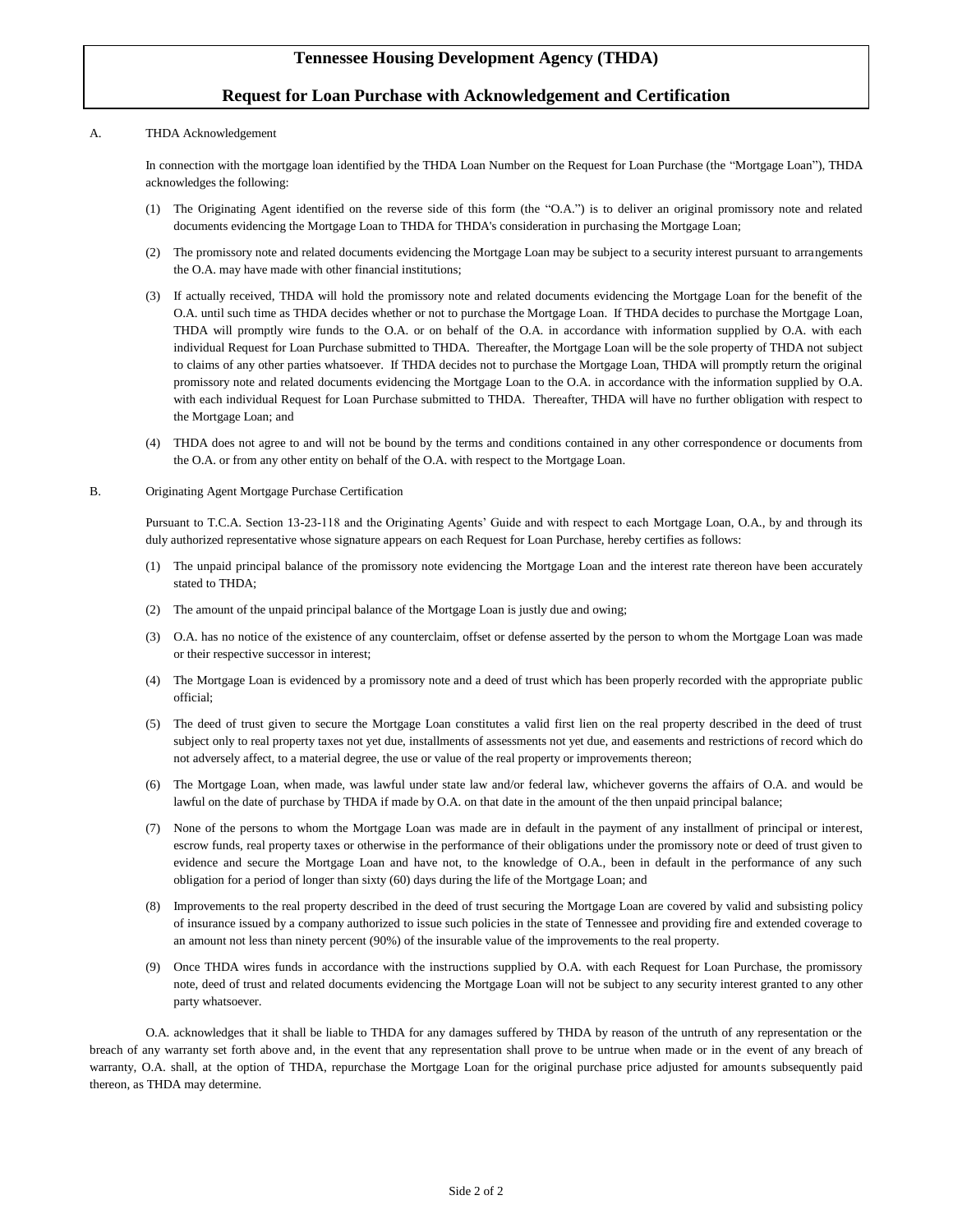# Tennessee Housing Development Agency (THDA)

## Request for Loan Purchase with Acknowledgement and Certification

A. THDA Acknowledgement

In connection with the mortgage loan identified by the THDA Loan Number on the Request for Loan Purchase (the "Mortgage Loan"), THDA acknowledges the following:

(1) The Originating Agent identified on the reverse side of this form (the "O.A.") is to deliver an original promissory note and related documents evidencing the Mortgage Loan to THDA for THDA's consideration in purchasing the Mortgage Loan;

(2) The promissory note and related documents evidencing the Mortgage Loan may be subject to a security interest pursuant to arrangements the O.A. may have made with other financial institutions;

(3) If actually received, THDA will hold the promissory note and related documents evidencing the Mortgage Loan for the benefit of the O.A. until such time as THDA decides whether or not to purchase the Mortgage Loan. If THDA decides to purchase the Mortgage Loan, THDA will promptly wire funds to the O.A. or on behalf of the O.A. in accordance with information supplied by O.A. with each individual Request for Loan Purchase submitted to THDA. Thereafter, the Mortgage Loan will be the sole property of THDA not subject to claims of any other parties whatsoever. If THDA decides not to purchase the Mortgage Loan, THDA will promptly return the original promissory note and related documents evidencing the Mortgage Loan to the O.A. in accordance with the information supplied by O.A. with each individual Request for Loan Purchase submitted to THDA. Thereafter, THDA will have no further obligation with respect to the Mortgage Loan; and

(4) THDA does not agree to and will not be bound by the terms and conditions contained in any other correspondence or documents from the O.A. or from any other entity on behalf of the O.A. with respect to the Mortgage Loan.

B. Originating Agent Mortgage Purchase Certification

Pursuant to T.C.A. Section 13-23-118 and the Originating Agents' Guide and with respect to each Mortgage Loan, O.A., by and through its duly authorized representative whose signature appears on each Request for Loan Purchase, hereby certifies as follows:

(1) The unpaid principal balance of the promissory note evidencing the Mortgage Loan and the interest rate thereon have been accurately stated to THDA;

(2) The amount of the unpaid principal balance of the Mortgage Loan is justly due and owing;

(3) O.A. has no notice of the existence of any counterclaim, offset or defense asserted by the person to whom the Mortgage Loan was made or their respective successor in interest;

(4) The Mortgage Loan is evidenced by a promissory note and a deed of trust which has been properly recorded with the appropriate public official;

(5) The deed of trust given to secure the Mortgage Loan constitutes a valid first lien on the real property described in the deed of trust subject only to real property taxes not yet due, installments of assessments not yet due, and easements and restrictions of record which do not adversely affect, to a material degree, the use or value of the real property or improvements thereon;

(6) The Mortgage Loan, when made, was lawful under state law and/or federal law, whichever governs the affairs of O.A. and would be lawful on the date of purchase by THDA if made by O.A. on that date in the amount of the then unpaid principal balance;

(7) None of the persons to whom the Mortgage Loan was made are in default in the payment of any installment of principal or interest, escrow funds, real property taxes or otherwise in the performance of their obligations under the promissory note or deed of trust given to evidence and secure the Mortgage Loan and have not, to the knowledge of O.A., been in default in the performance of any such obligation for a period of longer than sixty (60) days during the life of the Mortgage Loan; and

(8) Improvements to the real property described in the deed of trust securing the Mortgage Loan are covered by valid and subsisting policy of insurance issued by a company authorized to issue such policies in the state of Tennessee and providing fire and extended coverage to an amount not less than ninety percent (90%) of the insurable value of the improvements to the real property.

(9) Once THDA wires funds in accordance with the instructions supplied by O.A. with each Request for Loan Purchase, the promissory note, deed of trust and related documents evidencing the Mortgage Loan will not be subject to any security interest granted to any other party whatsoever.

O.A. acknowledges that it shall be liable to THDA for any damages suffered by THDA by reason of the untruth of any representation or the breach of any warranty set forth above and, in the event that any representation shall prove to be untrue when made or in the event of any breach of warranty, O.A. shall, at the option of THDA, repurchase the Mortgage Loan for the original purchase price adjusted for amounts subsequently paid thereon, as THDA may determine.